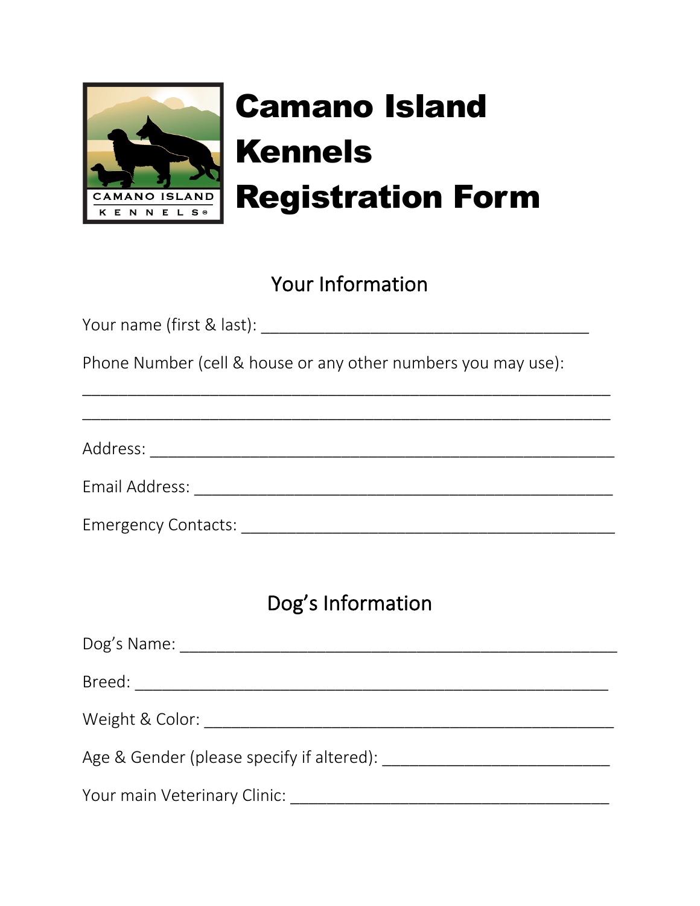# Camano Island Kennels Registration Form

## Your Information

Your name (first & last): ______________________________________

Phone Number (cell & house or any other numbers you may use):

_____________________________________________________________

_____________________________________________________________

Address: ______________________________________________________

Email Address: _________________________________________________

Emergency Contacts: _____________________________________________

## Dog's Information

Dog's Name: ____________________________________________________

Breed: _______________________________________________________

Weight & Color: _________________________________________________

Age & Gender (please specify if altered): ___________________________

Your main Veterinary Clinic: _____________________________________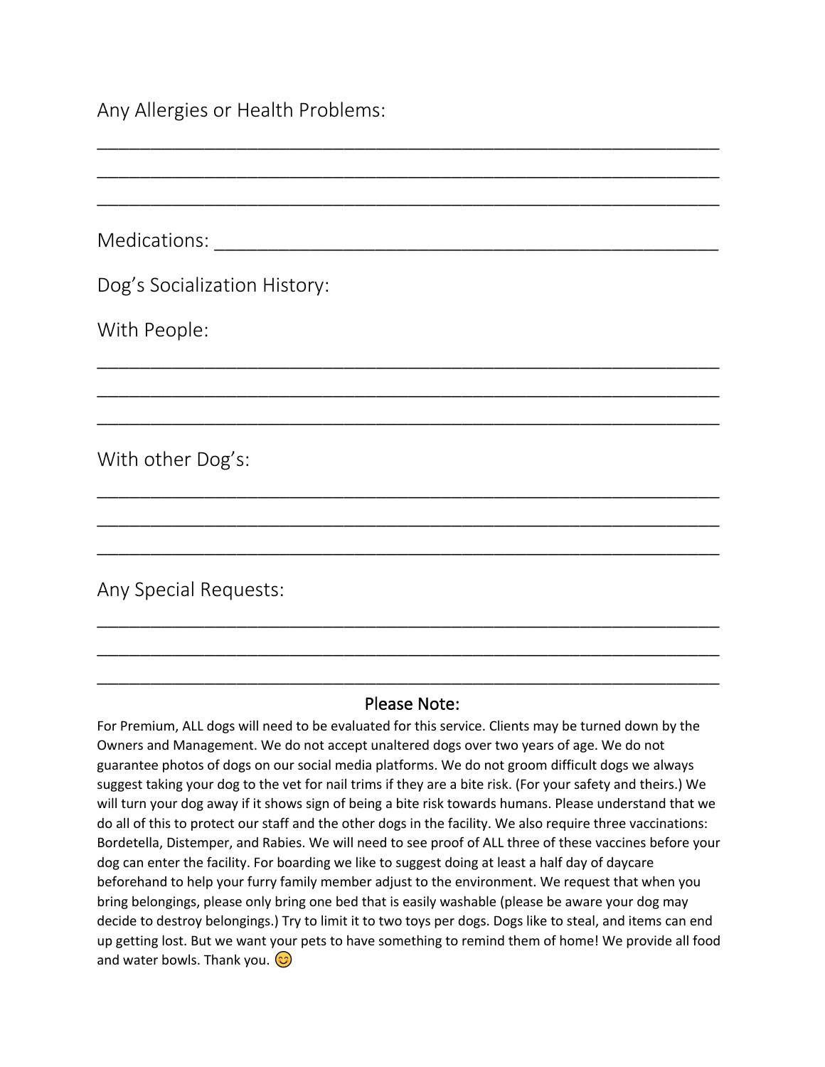Any Allergies or Health Problems:

_______________________________________________________________

_______________________________________________________________

_______________________________________________________________

Medications: ____________________________________________________

Dog's Socialization History:

With People:

_______________________________________________________________

_______________________________________________________________

_______________________________________________________________

With other Dog's:

_______________________________________________________________

_______________________________________________________________

_______________________________________________________________

Any Special Requests:

_______________________________________________________________

_______________________________________________________________

_______________________________________________________________

## Please Note:

For Premium, ALL dogs will need to be evaluated for this service. Clients may be turned down by the Owners and Management. We do not accept unaltered dogs over two years of age. We do not guarantee photos of dogs on our social media platforms. We do not groom difficult dogs we always suggest taking your dog to the vet for nail trims if they are a bite risk. (For your safety and theirs.) We will turn your dog away if it shows sign of being a bite risk towards humans. Please understand that we do all of this to protect our staff and the other dogs in the facility. We also require three vaccinations: Bordetella, Distemper, and Rabies. We will need to see proof of ALL three of these vaccines before your dog can enter the facility. For boarding we like to suggest doing at least a half day of daycare beforehand to help your furry family member adjust to the environment. We request that when you bring belongings, please only bring one bed that is easily washable (please be aware your dog may decide to destroy belongings.) Try to limit it to two toys per dogs. Dogs like to steal, and items can end up getting lost. But we want your pets to have something to remind them of home! We provide all food and water bowls. Thank you. 😊